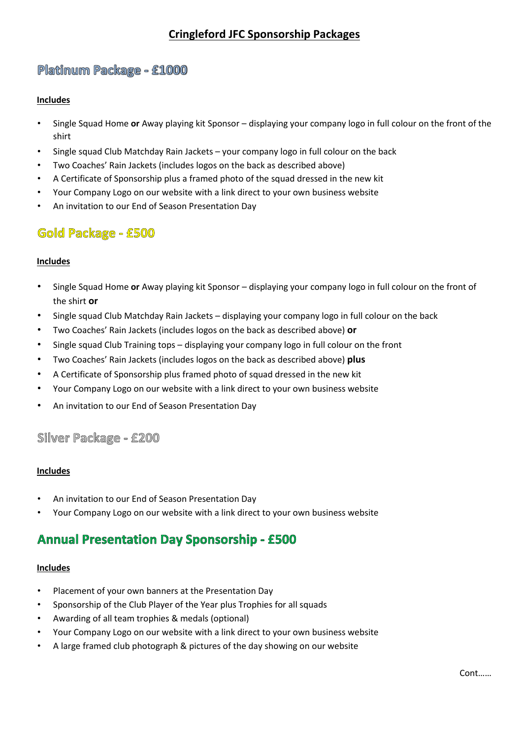# Cringleford JFC Sponsorship Packages

## Platinum Package - £1000

**Includes**

- Single Squad Home **or** Away playing kit Sponsor – displaying your company logo in full colour on the front of the shirt
- Single squad Club Matchday Rain Jackets – your company logo in full colour on the back
- Two Coaches' Rain Jackets (includes logos on the back as described above)
- A Certificate of Sponsorship plus a framed photo of the squad dressed in the new kit
- Your Company Logo on our website with a link direct to your own business website
- An invitation to our End of Season Presentation Day

## Gold Package - £500

**Includes**

- Single Squad Home **or** Away playing kit Sponsor – displaying your company logo in full colour on the front of the shirt **or**
- Single squad Club Matchday Rain Jackets – displaying your company logo in full colour on the back
- Two Coaches' Rain Jackets (includes logos on the back as described above) **or**
- Single squad Club Training tops – displaying your company logo in full colour on the front
- Two Coaches' Rain Jackets (includes logos on the back as described above) **plus**
- A Certificate of Sponsorship plus framed photo of squad dressed in the new kit
- Your Company Logo on our website with a link direct to your own business website
- An invitation to our End of Season Presentation Day

## Silver Package - £200

**Includes**

- An invitation to our End of Season Presentation Day
- Your Company Logo on our website with a link direct to your own business website

## Annual Presentation Day Sponsorship - £500

**Includes**

- Placement of your own banners at the Presentation Day
- Sponsorship of the Club Player of the Year plus Trophies for all squads
- Awarding of all team trophies & medals (optional)
- Your Company Logo on our website with a link direct to your own business website
- A large framed club photograph & pictures of the day showing on our website

Cont……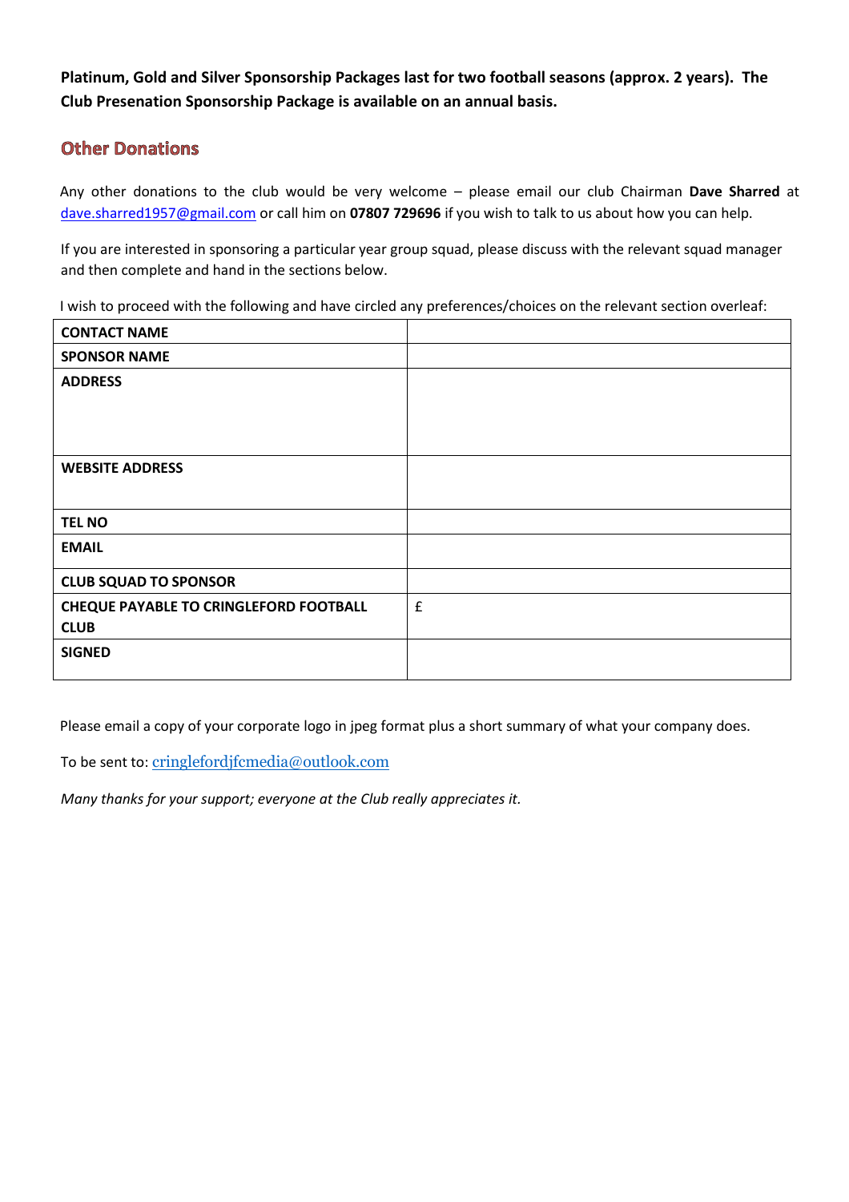**Platinum, Gold and Silver Sponsorship Packages last for two football seasons (approx. 2 years). The Club Presenation Sponsorship Package is available on an annual basis.**

## Other Donations

Any other donations to the club would be very welcome – please email our club Chairman **Dave Sharred** at dave.sharred1957@gmail.com or call him on **07807 729696** if you wish to talk to us about how you can help.

If you are interested in sponsoring a particular year group squad, please discuss with the relevant squad manager and then complete and hand in the sections below.

I wish to proceed with the following and have circled any preferences/choices on the relevant section overleaf:

| | |
|---|---|
| **CONTACT NAME** | |
| **SPONSOR NAME** | |
| **ADDRESS** | |
| **WEBSITE ADDRESS** | |
| **TEL NO** | |
| **EMAIL** | |
| **CLUB SQUAD TO SPONSOR** | |
| **CHEQUE PAYABLE TO CRINGLEFORD FOOTBALL CLUB** | £ |
| **SIGNED** | |

Please email a copy of your corporate logo in jpeg format plus a short summary of what your company does.

To be sent to: cringlefordjfcmedia@outlook.com

*Many thanks for your support; everyone at the Club really appreciates it.*